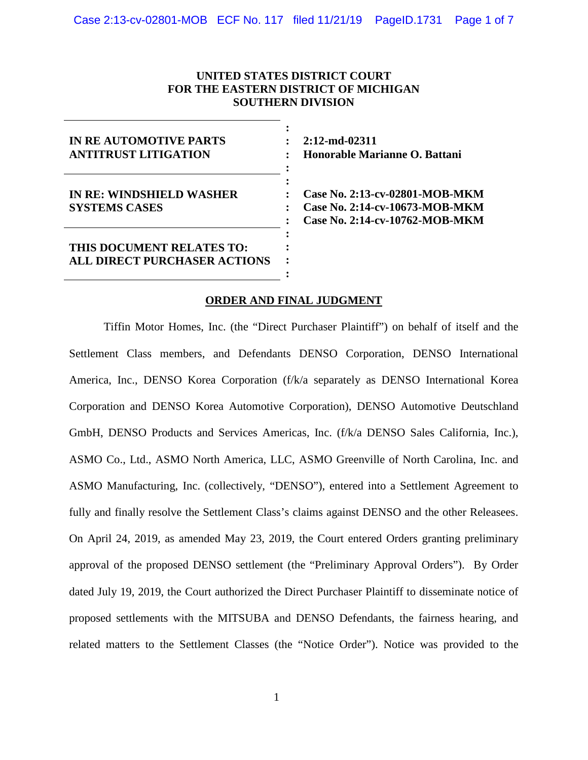**UNITED STATES DISTRICT COURT**
**FOR THE EASTERN DISTRICT OF MICHIGAN**
**SOUTHERN DIVISION**

| | | |
|---|---|---|
| **IN RE AUTOMOTIVE PARTS ANTITRUST LITIGATION** | : | **2:12-md-02311** **Honorable Marianne O. Battani** |
| **IN RE: WINDSHIELD WASHER SYSTEMS CASES** | : | **Case No. 2:13-cv-02801-MOB-MKM** **Case No. 2:14-cv-10673-MOB-MKM** **Case No. 2:14-cv-10762-MOB-MKM** |
| **THIS DOCUMENT RELATES TO: ALL DIRECT PURCHASER ACTIONS** | : | |

**ORDER AND FINAL JUDGMENT**

Tiffin Motor Homes, Inc. (the "Direct Purchaser Plaintiff") on behalf of itself and the Settlement Class members, and Defendants DENSO Corporation, DENSO International America, Inc., DENSO Korea Corporation (f/k/a separately as DENSO International Korea Corporation and DENSO Korea Automotive Corporation), DENSO Automotive Deutschland GmbH, DENSO Products and Services Americas, Inc. (f/k/a DENSO Sales California, Inc.), ASMO Co., Ltd., ASMO North America, LLC, ASMO Greenville of North Carolina, Inc. and ASMO Manufacturing, Inc. (collectively, "DENSO"), entered into a Settlement Agreement to fully and finally resolve the Settlement Class's claims against DENSO and the other Releasees. On April 24, 2019, as amended May 23, 2019, the Court entered Orders granting preliminary approval of the proposed DENSO settlement (the "Preliminary Approval Orders"). By Order dated July 19, 2019, the Court authorized the Direct Purchaser Plaintiff to disseminate notice of proposed settlements with the MITSUBA and DENSO Defendants, the fairness hearing, and related matters to the Settlement Classes (the "Notice Order"). Notice was provided to the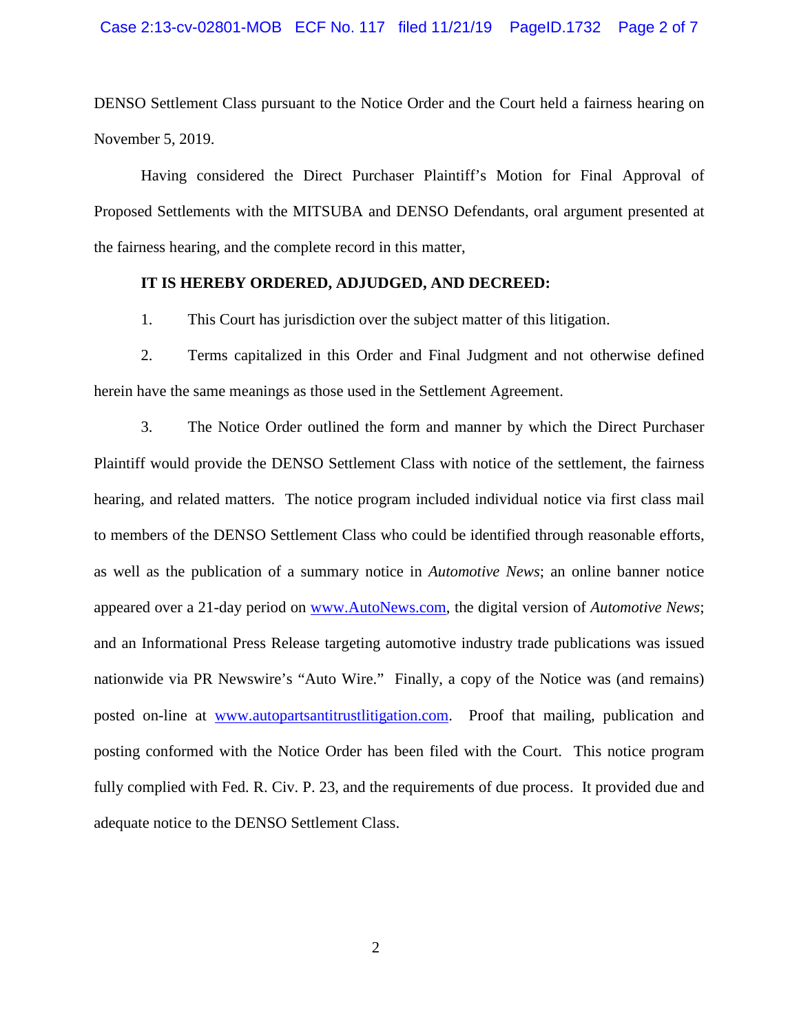DENSO Settlement Class pursuant to the Notice Order and the Court held a fairness hearing on November 5, 2019.

Having considered the Direct Purchaser Plaintiff's Motion for Final Approval of Proposed Settlements with the MITSUBA and DENSO Defendants, oral argument presented at the fairness hearing, and the complete record in this matter,

**IT IS HEREBY ORDERED, ADJUDGED, AND DECREED:**

1. This Court has jurisdiction over the subject matter of this litigation.

2. Terms capitalized in this Order and Final Judgment and not otherwise defined herein have the same meanings as those used in the Settlement Agreement.

3. The Notice Order outlined the form and manner by which the Direct Purchaser Plaintiff would provide the DENSO Settlement Class with notice of the settlement, the fairness hearing, and related matters. The notice program included individual notice via first class mail to members of the DENSO Settlement Class who could be identified through reasonable efforts, as well as the publication of a summary notice in *Automotive News*; an online banner notice appeared over a 21-day period on www.AutoNews.com, the digital version of *Automotive News*; and an Informational Press Release targeting automotive industry trade publications was issued nationwide via PR Newswire's "Auto Wire." Finally, a copy of the Notice was (and remains) posted on-line at www.autopartsantitrustlitigation.com. Proof that mailing, publication and posting conformed with the Notice Order has been filed with the Court. This notice program fully complied with Fed. R. Civ. P. 23, and the requirements of due process. It provided due and adequate notice to the DENSO Settlement Class.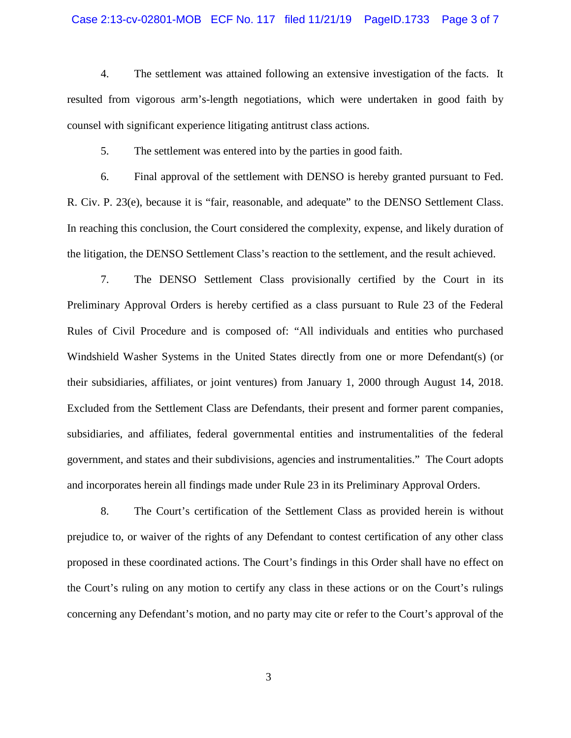4. The settlement was attained following an extensive investigation of the facts. It resulted from vigorous arm's-length negotiations, which were undertaken in good faith by counsel with significant experience litigating antitrust class actions.

5. The settlement was entered into by the parties in good faith.

6. Final approval of the settlement with DENSO is hereby granted pursuant to Fed. R. Civ. P. 23(e), because it is "fair, reasonable, and adequate" to the DENSO Settlement Class. In reaching this conclusion, the Court considered the complexity, expense, and likely duration of the litigation, the DENSO Settlement Class's reaction to the settlement, and the result achieved.

7. The DENSO Settlement Class provisionally certified by the Court in its Preliminary Approval Orders is hereby certified as a class pursuant to Rule 23 of the Federal Rules of Civil Procedure and is composed of: "All individuals and entities who purchased Windshield Washer Systems in the United States directly from one or more Defendant(s) (or their subsidiaries, affiliates, or joint ventures) from January 1, 2000 through August 14, 2018. Excluded from the Settlement Class are Defendants, their present and former parent companies, subsidiaries, and affiliates, federal governmental entities and instrumentalities of the federal government, and states and their subdivisions, agencies and instrumentalities." The Court adopts and incorporates herein all findings made under Rule 23 in its Preliminary Approval Orders.

8. The Court's certification of the Settlement Class as provided herein is without prejudice to, or waiver of the rights of any Defendant to contest certification of any other class proposed in these coordinated actions. The Court's findings in this Order shall have no effect on the Court's ruling on any motion to certify any class in these actions or on the Court's rulings concerning any Defendant's motion, and no party may cite or refer to the Court's approval of the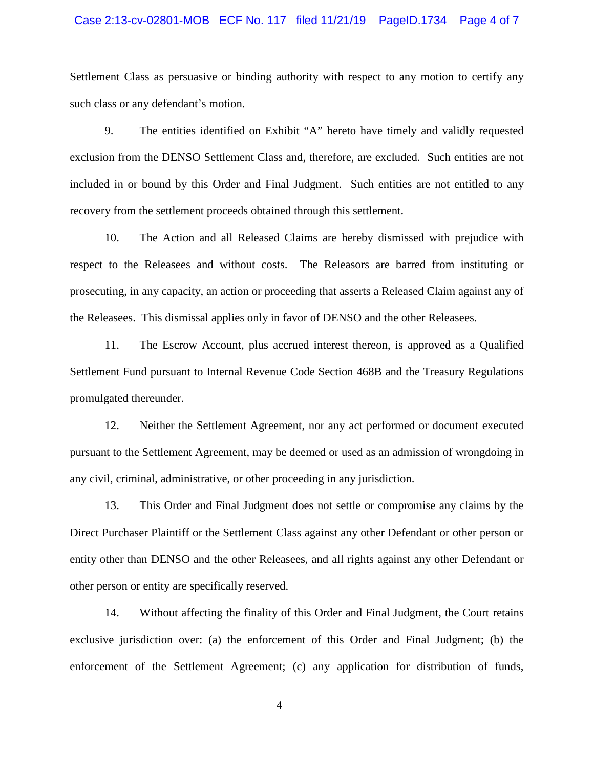Settlement Class as persuasive or binding authority with respect to any motion to certify any such class or any defendant's motion.

9. The entities identified on Exhibit "A" hereto have timely and validly requested exclusion from the DENSO Settlement Class and, therefore, are excluded. Such entities are not included in or bound by this Order and Final Judgment. Such entities are not entitled to any recovery from the settlement proceeds obtained through this settlement.

10. The Action and all Released Claims are hereby dismissed with prejudice with respect to the Releasees and without costs. The Releasors are barred from instituting or prosecuting, in any capacity, an action or proceeding that asserts a Released Claim against any of the Releasees. This dismissal applies only in favor of DENSO and the other Releasees.

11. The Escrow Account, plus accrued interest thereon, is approved as a Qualified Settlement Fund pursuant to Internal Revenue Code Section 468B and the Treasury Regulations promulgated thereunder.

12. Neither the Settlement Agreement, nor any act performed or document executed pursuant to the Settlement Agreement, may be deemed or used as an admission of wrongdoing in any civil, criminal, administrative, or other proceeding in any jurisdiction.

13. This Order and Final Judgment does not settle or compromise any claims by the Direct Purchaser Plaintiff or the Settlement Class against any other Defendant or other person or entity other than DENSO and the other Releasees, and all rights against any other Defendant or other person or entity are specifically reserved.

14. Without affecting the finality of this Order and Final Judgment, the Court retains exclusive jurisdiction over: (a) the enforcement of this Order and Final Judgment; (b) the enforcement of the Settlement Agreement; (c) any application for distribution of funds,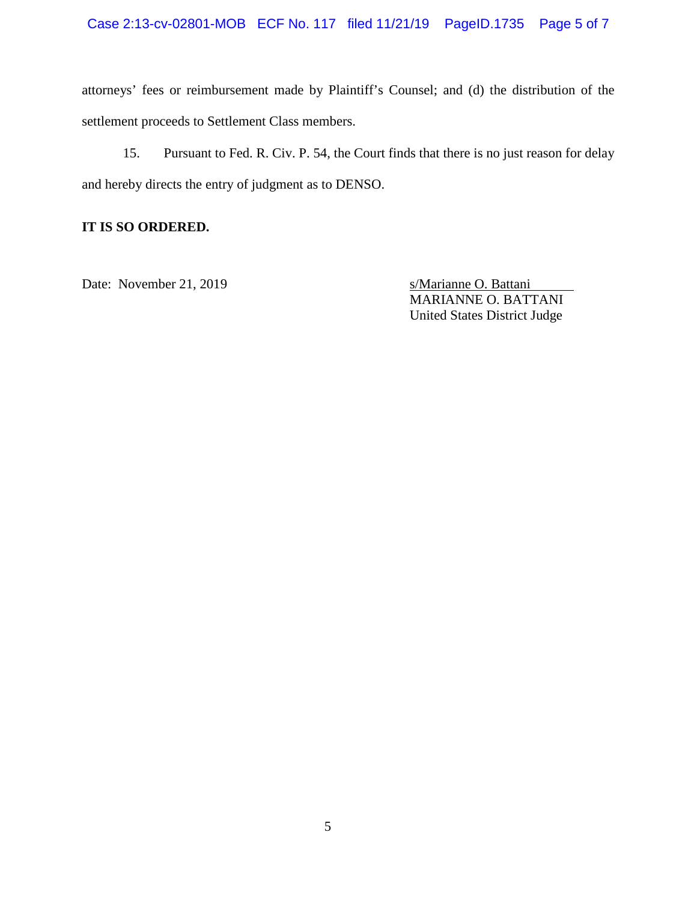attorneys' fees or reimbursement made by Plaintiff's Counsel; and (d) the distribution of the settlement proceeds to Settlement Class members.

15. Pursuant to Fed. R. Civ. P. 54, the Court finds that there is no just reason for delay and hereby directs the entry of judgment as to DENSO.

**IT IS SO ORDERED.**

Date: November 21, 2019

s/Marianne O. Battani
MARIANNE O. BATTANI
United States District Judge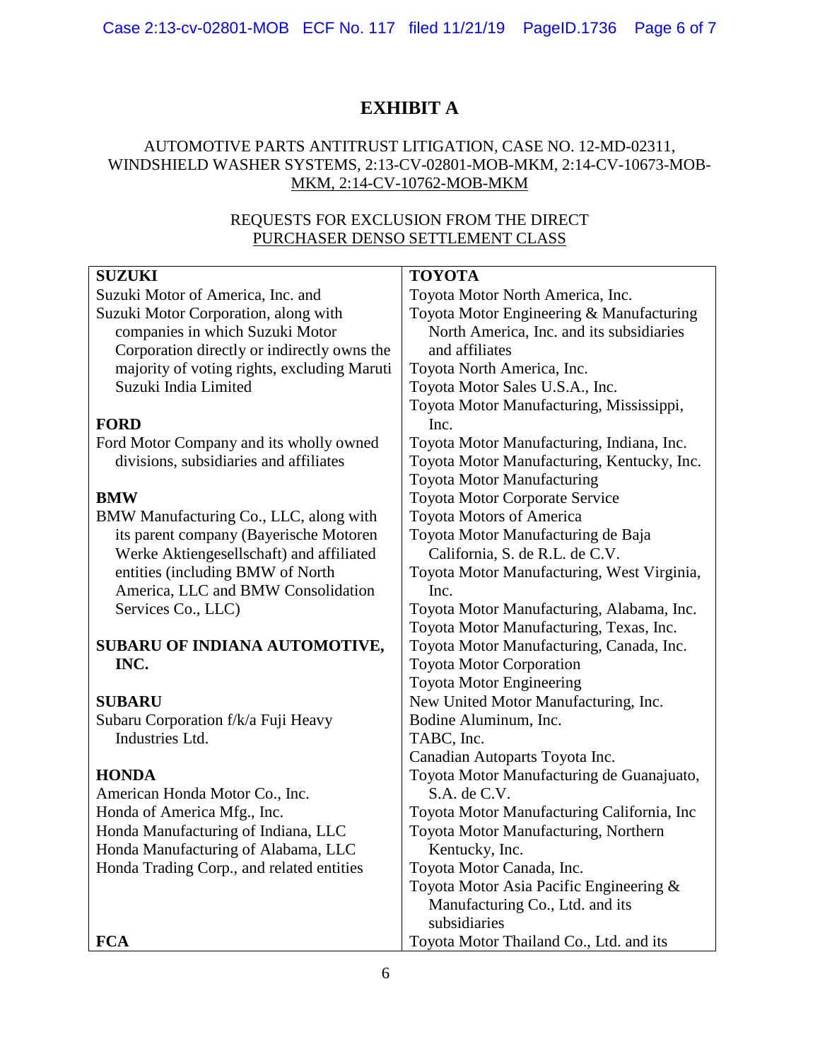# EXHIBIT A

AUTOMOTIVE PARTS ANTITRUST LITIGATION, CASE NO. 12-MD-02311, WINDSHIELD WASHER SYSTEMS, 2:13-CV-02801-MOB-MKM, 2:14-CV-10673-MOB-MKM, 2:14-CV-10762-MOB-MKM

REQUESTS FOR EXCLUSION FROM THE DIRECT PURCHASER DENSO SETTLEMENT CLASS

**SUZUKI**
Suzuki Motor of America, Inc. and
Suzuki Motor Corporation, along with companies in which Suzuki Motor Corporation directly or indirectly owns the majority of voting rights, excluding Maruti Suzuki India Limited

**FORD**
Ford Motor Company and its wholly owned divisions, subsidiaries and affiliates

**BMW**
BMW Manufacturing Co., LLC, along with its parent company (Bayerische Motoren Werke Aktiengesellschaft) and affiliated entities (including BMW of North America, LLC and BMW Consolidation Services Co., LLC)

**SUBARU OF INDIANA AUTOMOTIVE, INC.**

**SUBARU**
Subaru Corporation f/k/a Fuji Heavy Industries Ltd.

**HONDA**
American Honda Motor Co., Inc.
Honda of America Mfg., Inc.
Honda Manufacturing of Indiana, LLC
Honda Manufacturing of Alabama, LLC
Honda Trading Corp., and related entities

**FCA**

**TOYOTA**
Toyota Motor North America, Inc.
Toyota Motor Engineering & Manufacturing North America, Inc. and its subsidiaries and affiliates
Toyota North America, Inc.
Toyota Motor Sales U.S.A., Inc.
Toyota Motor Manufacturing, Mississippi, Inc.
Toyota Motor Manufacturing, Indiana, Inc.
Toyota Motor Manufacturing, Kentucky, Inc.
Toyota Motor Manufacturing
Toyota Motor Corporate Service
Toyota Motors of America
Toyota Motor Manufacturing de Baja California, S. de R.L. de C.V.
Toyota Motor Manufacturing, West Virginia, Inc.
Toyota Motor Manufacturing, Alabama, Inc.
Toyota Motor Manufacturing, Texas, Inc.
Toyota Motor Manufacturing, Canada, Inc.
Toyota Motor Corporation
Toyota Motor Engineering
New United Motor Manufacturing, Inc.
Bodine Aluminum, Inc.
TABC, Inc.
Canadian Autoparts Toyota Inc.
Toyota Motor Manufacturing de Guanajuato, S.A. de C.V.
Toyota Motor Manufacturing California, Inc
Toyota Motor Manufacturing, Northern Kentucky, Inc.
Toyota Motor Canada, Inc.
Toyota Motor Asia Pacific Engineering & Manufacturing Co., Ltd. and its subsidiaries
Toyota Motor Thailand Co., Ltd. and its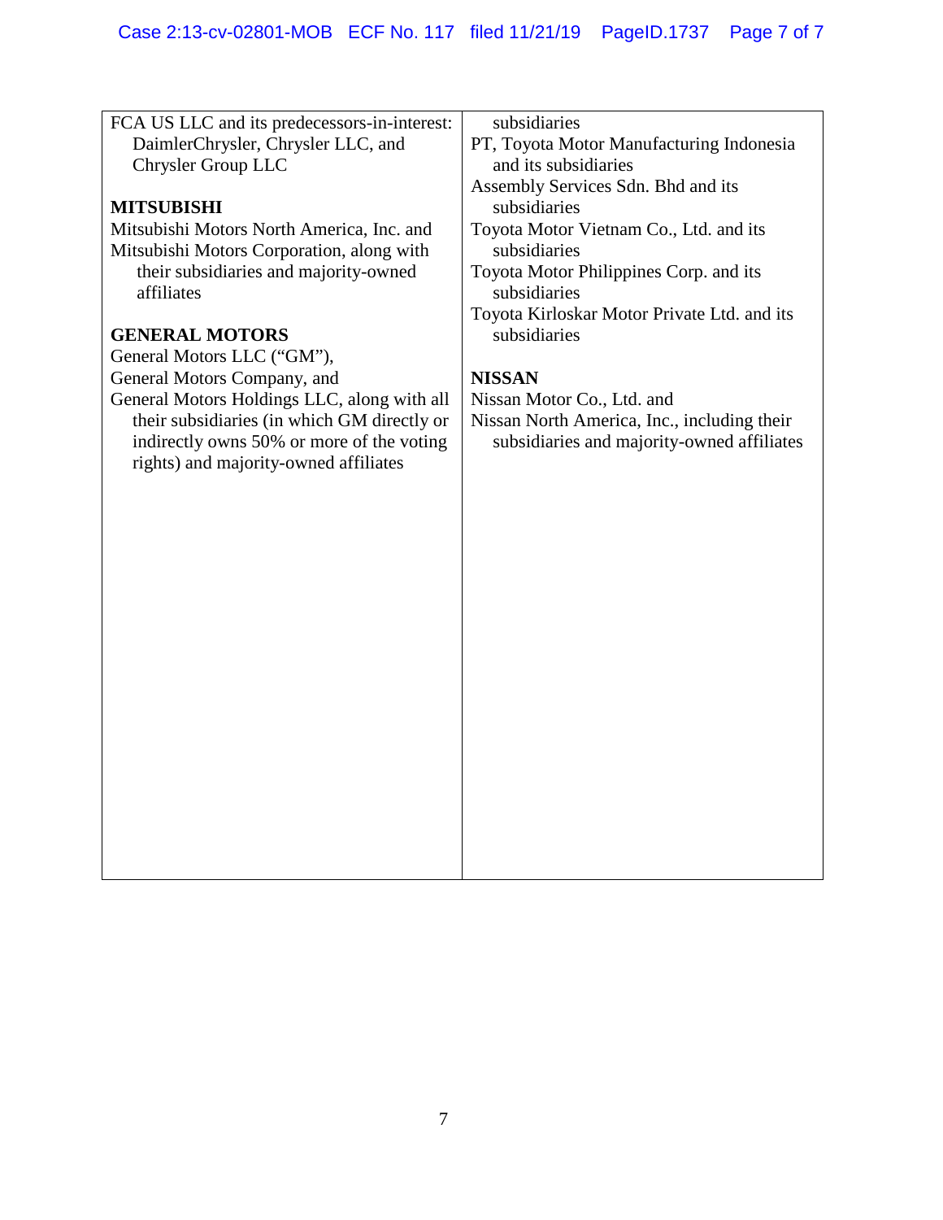FCA US LLC and its predecessors-in-interest: DaimlerChrysler, Chrysler LLC, and Chrysler Group LLC

**MITSUBISHI**

Mitsubishi Motors North America, Inc. and Mitsubishi Motors Corporation, along with their subsidiaries and majority-owned affiliates

**GENERAL MOTORS**

General Motors LLC ("GM"),
General Motors Company, and
General Motors Holdings LLC, along with all their subsidiaries (in which GM directly or indirectly owns 50% or more of the voting rights) and majority-owned affiliates

subsidiaries
PT, Toyota Motor Manufacturing Indonesia and its subsidiaries
Assembly Services Sdn. Bhd and its subsidiaries
Toyota Motor Vietnam Co., Ltd. and its subsidiaries
Toyota Motor Philippines Corp. and its subsidiaries
Toyota Kirloskar Motor Private Ltd. and its subsidiaries

**NISSAN**

Nissan Motor Co., Ltd. and
Nissan North America, Inc., including their subsidiaries and majority-owned affiliates